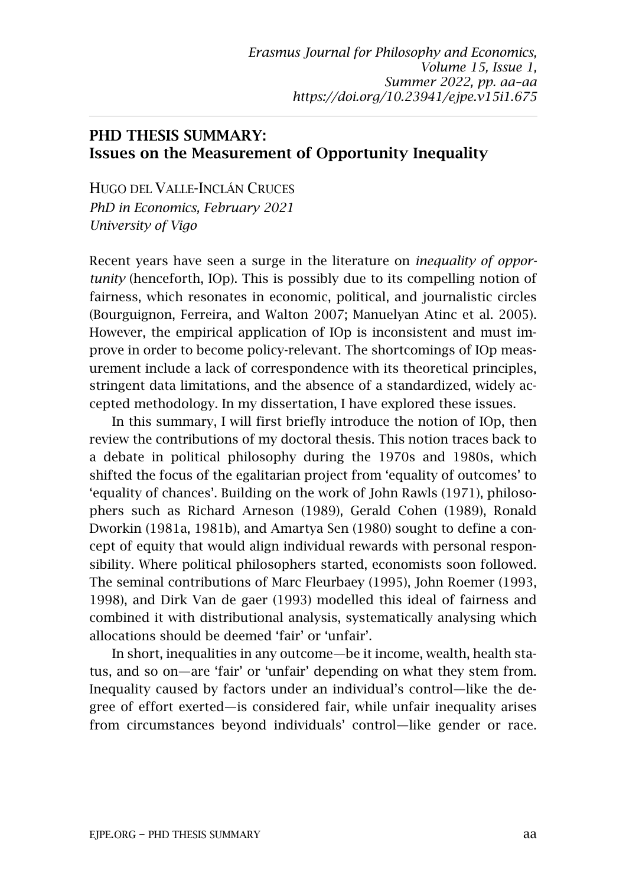# PHD THESIS SUMMARY: Issues on the Measurement of Opportunity Inequality

HUGO DEL VALLE-INCLÁN CRUCES
*PhD in Economics, February 2021*
*University of Vigo*

Recent years have seen a surge in the literature on *inequality of opportunity* (henceforth, IOp). This is possibly due to its compelling notion of fairness, which resonates in economic, political, and journalistic circles (Bourguignon, Ferreira, and Walton 2007; Manuelyan Atinc et al. 2005). However, the empirical application of IOp is inconsistent and must improve in order to become policy-relevant. The shortcomings of IOp measurement include a lack of correspondence with its theoretical principles, stringent data limitations, and the absence of a standardized, widely accepted methodology. In my dissertation, I have explored these issues.

In this summary, I will first briefly introduce the notion of IOp, then review the contributions of my doctoral thesis. This notion traces back to a debate in political philosophy during the 1970s and 1980s, which shifted the focus of the egalitarian project from 'equality of outcomes' to 'equality of chances'. Building on the work of John Rawls (1971), philosophers such as Richard Arneson (1989), Gerald Cohen (1989), Ronald Dworkin (1981a, 1981b), and Amartya Sen (1980) sought to define a concept of equity that would align individual rewards with personal responsibility. Where political philosophers started, economists soon followed. The seminal contributions of Marc Fleurbaey (1995), John Roemer (1993, 1998), and Dirk Van de gaer (1993) modelled this ideal of fairness and combined it with distributional analysis, systematically analysing which allocations should be deemed 'fair' or 'unfair'.

In short, inequalities in any outcome—be it income, wealth, health status, and so on—are 'fair' or 'unfair' depending on what they stem from. Inequality caused by factors under an individual's control—like the degree of effort exerted—is considered fair, while unfair inequality arises from circumstances beyond individuals' control—like gender or race.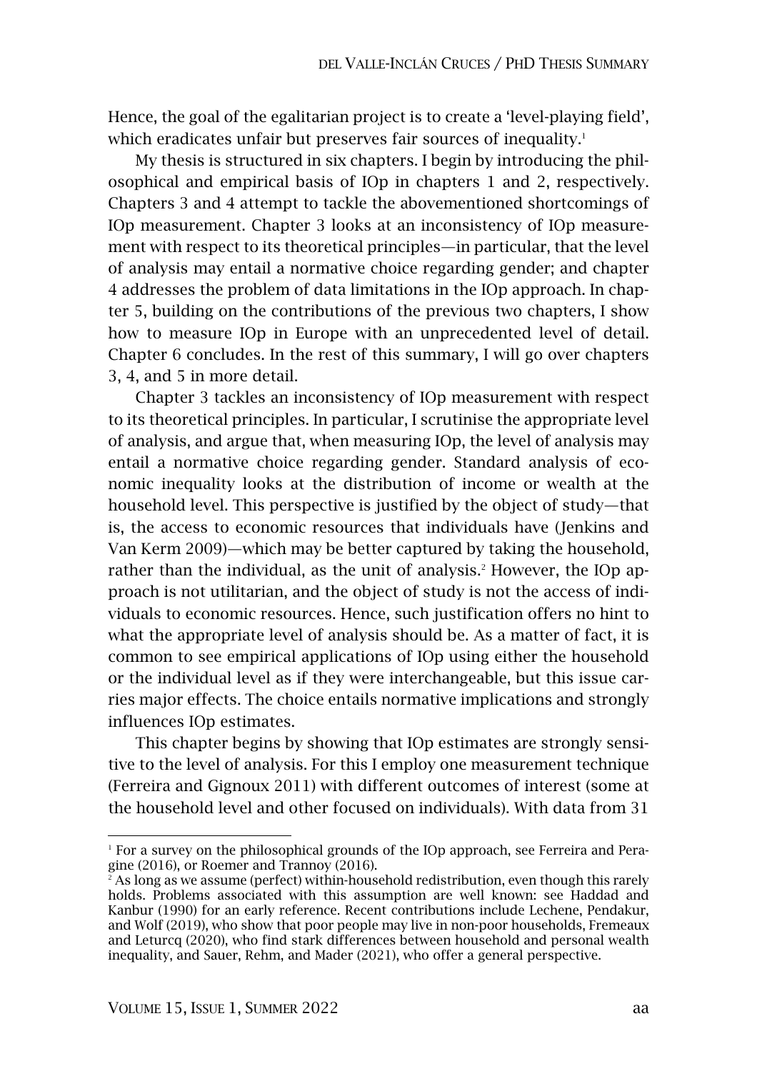Hence, the goal of the egalitarian project is to create a 'level-playing field', which eradicates unfair but preserves fair sources of inequality.[1]

My thesis is structured in six chapters. I begin by introducing the philosophical and empirical basis of IOp in chapters 1 and 2, respectively. Chapters 3 and 4 attempt to tackle the abovementioned shortcomings of IOp measurement. Chapter 3 looks at an inconsistency of IOp measurement with respect to its theoretical principles—in particular, that the level of analysis may entail a normative choice regarding gender; and chapter 4 addresses the problem of data limitations in the IOp approach. In chapter 5, building on the contributions of the previous two chapters, I show how to measure IOp in Europe with an unprecedented level of detail. Chapter 6 concludes. In the rest of this summary, I will go over chapters 3, 4, and 5 in more detail.

Chapter 3 tackles an inconsistency of IOp measurement with respect to its theoretical principles. In particular, I scrutinise the appropriate level of analysis, and argue that, when measuring IOp, the level of analysis may entail a normative choice regarding gender. Standard analysis of economic inequality looks at the distribution of income or wealth at the household level. This perspective is justified by the object of study—that is, the access to economic resources that individuals have (Jenkins and Van Kerm 2009)—which may be better captured by taking the household, rather than the individual, as the unit of analysis.[2] However, the IOp approach is not utilitarian, and the object of study is not the access of individuals to economic resources. Hence, such justification offers no hint to what the appropriate level of analysis should be. As a matter of fact, it is common to see empirical applications of IOp using either the household or the individual level as if they were interchangeable, but this issue carries major effects. The choice entails normative implications and strongly influences IOp estimates.

This chapter begins by showing that IOp estimates are strongly sensitive to the level of analysis. For this I employ one measurement technique (Ferreira and Gignoux 2011) with different outcomes of interest (some at the household level and other focused on individuals). With data from 31

---

[1] For a survey on the philosophical grounds of the IOp approach, see Ferreira and Peragine (2016), or Roemer and Trannoy (2016).

[2] As long as we assume (perfect) within-household redistribution, even though this rarely holds. Problems associated with this assumption are well known: see Haddad and Kanbur (1990) for an early reference. Recent contributions include Lechene, Pendakur, and Wolf (2019), who show that poor people may live in non-poor households, Fremeaux and Leturcq (2020), who find stark differences between household and personal wealth inequality, and Sauer, Rehm, and Mader (2021), who offer a general perspective.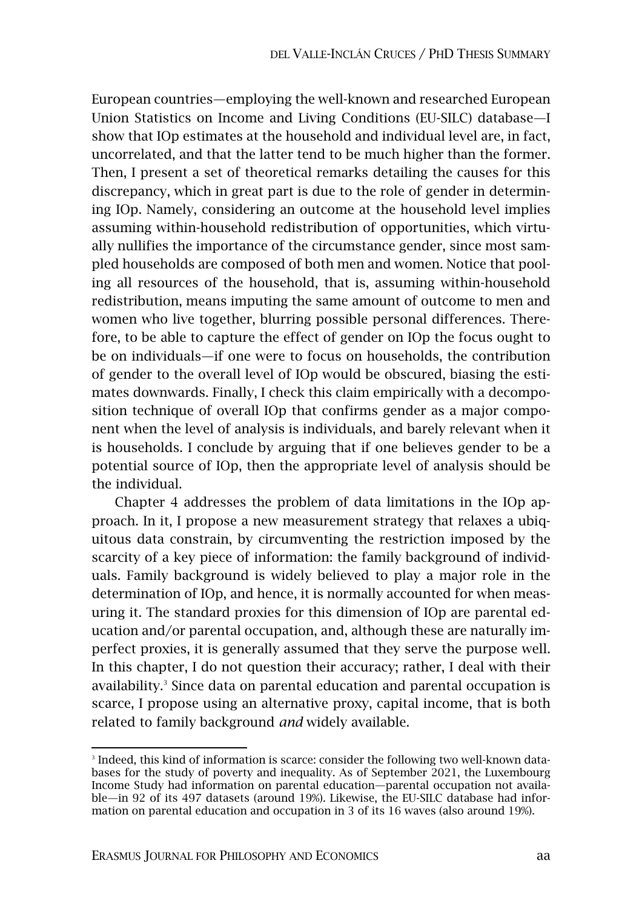European countries—employing the well-known and researched European Union Statistics on Income and Living Conditions (EU-SILC) database—I show that IOp estimates at the household and individual level are, in fact, uncorrelated, and that the latter tend to be much higher than the former. Then, I present a set of theoretical remarks detailing the causes for this discrepancy, which in great part is due to the role of gender in determining IOp. Namely, considering an outcome at the household level implies assuming within-household redistribution of opportunities, which virtually nullifies the importance of the circumstance gender, since most sampled households are composed of both men and women. Notice that pooling all resources of the household, that is, assuming within-household redistribution, means imputing the same amount of outcome to men and women who live together, blurring possible personal differences. Therefore, to be able to capture the effect of gender on IOp the focus ought to be on individuals—if one were to focus on households, the contribution of gender to the overall level of IOp would be obscured, biasing the estimates downwards. Finally, I check this claim empirically with a decomposition technique of overall IOp that confirms gender as a major component when the level of analysis is individuals, and barely relevant when it is households. I conclude by arguing that if one believes gender to be a potential source of IOp, then the appropriate level of analysis should be the individual.

Chapter 4 addresses the problem of data limitations in the IOp approach. In it, I propose a new measurement strategy that relaxes a ubiquitous data constrain, by circumventing the restriction imposed by the scarcity of a key piece of information: the family background of individuals. Family background is widely believed to play a major role in the determination of IOp, and hence, it is normally accounted for when measuring it. The standard proxies for this dimension of IOp are parental education and/or parental occupation, and, although these are naturally imperfect proxies, it is generally assumed that they serve the purpose well. In this chapter, I do not question their accuracy; rather, I deal with their availability.[3] Since data on parental education and parental occupation is scarce, I propose using an alternative proxy, capital income, that is both related to family background *and* widely available.

[3] Indeed, this kind of information is scarce: consider the following two well-known databases for the study of poverty and inequality. As of September 2021, the Luxembourg Income Study had information on parental education—parental occupation not available—in 92 of its 497 datasets (around 19%). Likewise, the EU-SILC database had information on parental education and occupation in 3 of its 16 waves (also around 19%).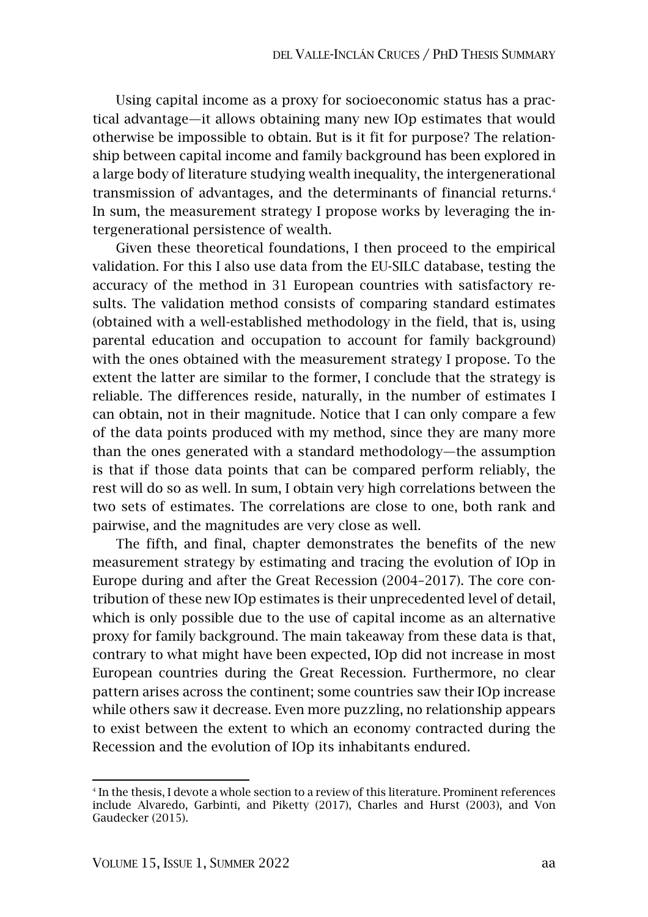Using capital income as a proxy for socioeconomic status has a practical advantage—it allows obtaining many new IOp estimates that would otherwise be impossible to obtain. But is it fit for purpose? The relationship between capital income and family background has been explored in a large body of literature studying wealth inequality, the intergenerational transmission of advantages, and the determinants of financial returns.[4] In sum, the measurement strategy I propose works by leveraging the intergenerational persistence of wealth.

Given these theoretical foundations, I then proceed to the empirical validation. For this I also use data from the EU-SILC database, testing the accuracy of the method in 31 European countries with satisfactory results. The validation method consists of comparing standard estimates (obtained with a well-established methodology in the field, that is, using parental education and occupation to account for family background) with the ones obtained with the measurement strategy I propose. To the extent the latter are similar to the former, I conclude that the strategy is reliable. The differences reside, naturally, in the number of estimates I can obtain, not in their magnitude. Notice that I can only compare a few of the data points produced with my method, since they are many more than the ones generated with a standard methodology—the assumption is that if those data points that can be compared perform reliably, the rest will do so as well. In sum, I obtain very high correlations between the two sets of estimates. The correlations are close to one, both rank and pairwise, and the magnitudes are very close as well.

The fifth, and final, chapter demonstrates the benefits of the new measurement strategy by estimating and tracing the evolution of IOp in Europe during and after the Great Recession (2004–2017). The core contribution of these new IOp estimates is their unprecedented level of detail, which is only possible due to the use of capital income as an alternative proxy for family background. The main takeaway from these data is that, contrary to what might have been expected, IOp did not increase in most European countries during the Great Recession. Furthermore, no clear pattern arises across the continent; some countries saw their IOp increase while others saw it decrease. Even more puzzling, no relationship appears to exist between the extent to which an economy contracted during the Recession and the evolution of IOp its inhabitants endured.

[4] In the thesis, I devote a whole section to a review of this literature. Prominent references include Alvaredo, Garbinti, and Piketty (2017), Charles and Hurst (2003), and Von Gaudecker (2015).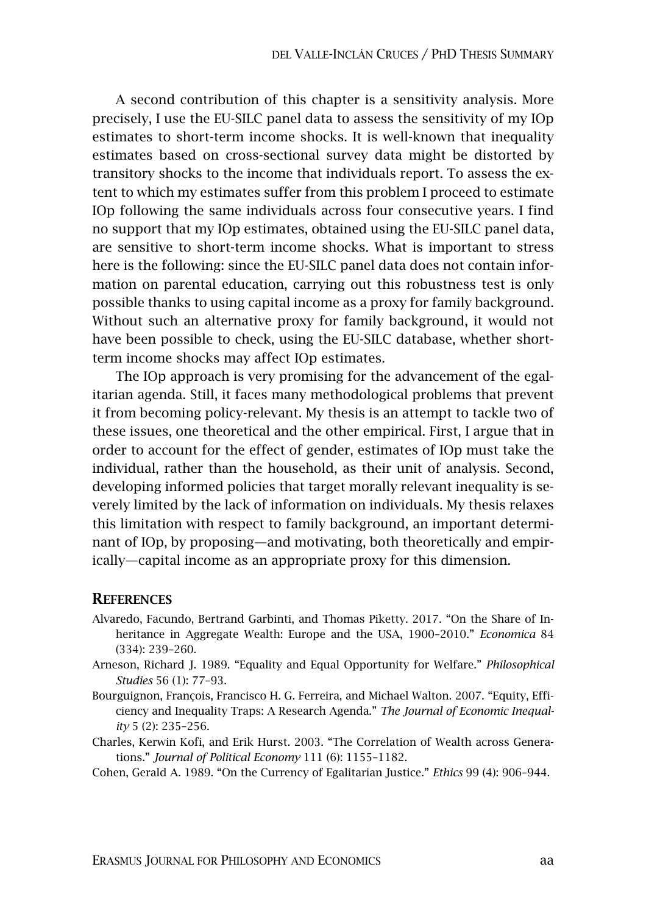A second contribution of this chapter is a sensitivity analysis. More precisely, I use the EU-SILC panel data to assess the sensitivity of my IOp estimates to short-term income shocks. It is well-known that inequality estimates based on cross-sectional survey data might be distorted by transitory shocks to the income that individuals report. To assess the extent to which my estimates suffer from this problem I proceed to estimate IOp following the same individuals across four consecutive years. I find no support that my IOp estimates, obtained using the EU-SILC panel data, are sensitive to short-term income shocks. What is important to stress here is the following: since the EU-SILC panel data does not contain information on parental education, carrying out this robustness test is only possible thanks to using capital income as a proxy for family background. Without such an alternative proxy for family background, it would not have been possible to check, using the EU-SILC database, whether short-term income shocks may affect IOp estimates.

The IOp approach is very promising for the advancement of the egalitarian agenda. Still, it faces many methodological problems that prevent it from becoming policy-relevant. My thesis is an attempt to tackle two of these issues, one theoretical and the other empirical. First, I argue that in order to account for the effect of gender, estimates of IOp must take the individual, rather than the household, as their unit of analysis. Second, developing informed policies that target morally relevant inequality is severely limited by the lack of information on individuals. My thesis relaxes this limitation with respect to family background, an important determinant of IOp, by proposing—and motivating, both theoretically and empirically—capital income as an appropriate proxy for this dimension.

## REFERENCES

Alvaredo, Facundo, Bertrand Garbinti, and Thomas Piketty. 2017. "On the Share of Inheritance in Aggregate Wealth: Europe and the USA, 1900–2010." *Economica* 84 (334): 239–260.

Arneson, Richard J. 1989. "Equality and Equal Opportunity for Welfare." *Philosophical Studies* 56 (1): 77–93.

Bourguignon, François, Francisco H. G. Ferreira, and Michael Walton. 2007. "Equity, Efficiency and Inequality Traps: A Research Agenda." *The Journal of Economic Inequality* 5 (2): 235–256.

Charles, Kerwin Kofi, and Erik Hurst. 2003. "The Correlation of Wealth across Generations." *Journal of Political Economy* 111 (6): 1155–1182.

Cohen, Gerald A. 1989. "On the Currency of Egalitarian Justice." *Ethics* 99 (4): 906–944.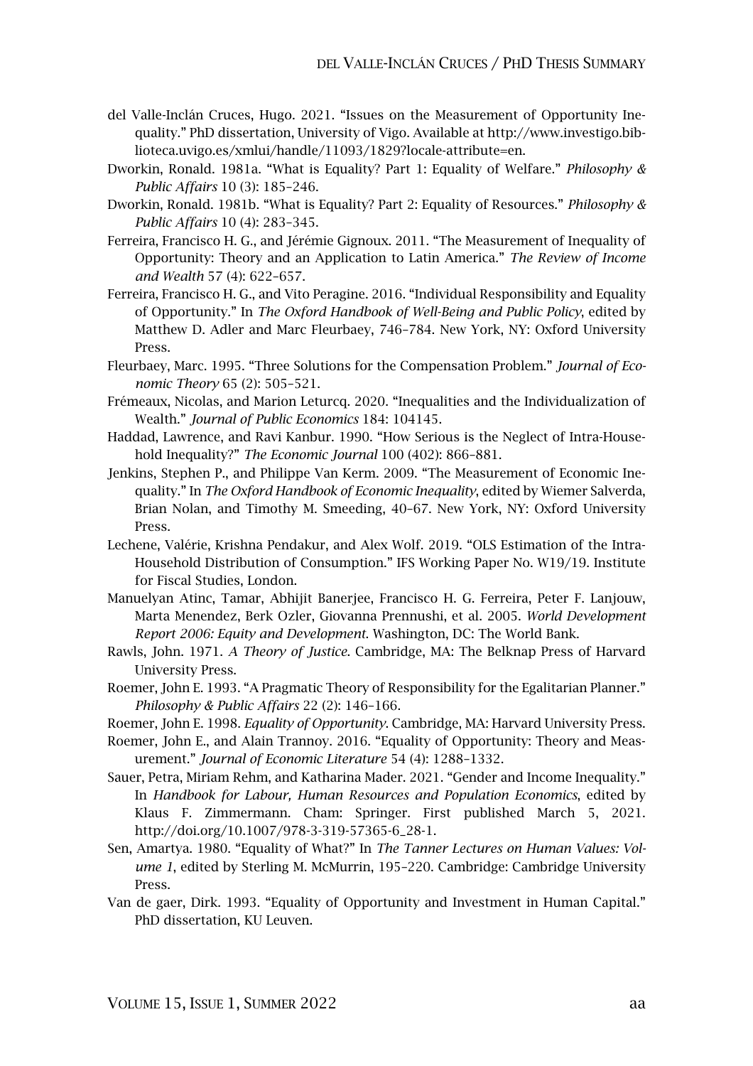del Valle-Inclán Cruces, Hugo. 2021. "Issues on the Measurement of Opportunity Inequality." PhD dissertation, University of Vigo. Available at http://www.investigo.biblioteca.uvigo.es/xmlui/handle/11093/1829?locale-attribute=en.

Dworkin, Ronald. 1981a. "What is Equality? Part 1: Equality of Welfare." *Philosophy & Public Affairs* 10 (3): 185–246.

Dworkin, Ronald. 1981b. "What is Equality? Part 2: Equality of Resources." *Philosophy & Public Affairs* 10 (4): 283–345.

Ferreira, Francisco H. G., and Jérémie Gignoux. 2011. "The Measurement of Inequality of Opportunity: Theory and an Application to Latin America." *The Review of Income and Wealth* 57 (4): 622–657.

Ferreira, Francisco H. G., and Vito Peragine. 2016. "Individual Responsibility and Equality of Opportunity." In *The Oxford Handbook of Well-Being and Public Policy*, edited by Matthew D. Adler and Marc Fleurbaey, 746–784. New York, NY: Oxford University Press.

Fleurbaey, Marc. 1995. "Three Solutions for the Compensation Problem." *Journal of Economic Theory* 65 (2): 505–521.

Frémeaux, Nicolas, and Marion Leturcq. 2020. "Inequalities and the Individualization of Wealth." *Journal of Public Economics* 184: 104145.

Haddad, Lawrence, and Ravi Kanbur. 1990. "How Serious is the Neglect of Intra-Household Inequality?" *The Economic Journal* 100 (402): 866–881.

Jenkins, Stephen P., and Philippe Van Kerm. 2009. "The Measurement of Economic Inequality." In *The Oxford Handbook of Economic Inequality*, edited by Wiemer Salverda, Brian Nolan, and Timothy M. Smeeding, 40–67. New York, NY: Oxford University Press.

Lechene, Valérie, Krishna Pendakur, and Alex Wolf. 2019. "OLS Estimation of the Intra-Household Distribution of Consumption." IFS Working Paper No. W19/19. Institute for Fiscal Studies, London.

Manuelyan Atinc, Tamar, Abhijit Banerjee, Francisco H. G. Ferreira, Peter F. Lanjouw, Marta Menendez, Berk Ozler, Giovanna Prennushi, et al. 2005. *World Development Report 2006: Equity and Development*. Washington, DC: The World Bank.

Rawls, John. 1971. *A Theory of Justice*. Cambridge, MA: The Belknap Press of Harvard University Press.

Roemer, John E. 1993. "A Pragmatic Theory of Responsibility for the Egalitarian Planner." *Philosophy & Public Affairs* 22 (2): 146–166.

Roemer, John E. 1998. *Equality of Opportunity*. Cambridge, MA: Harvard University Press.

Roemer, John E., and Alain Trannoy. 2016. "Equality of Opportunity: Theory and Measurement." *Journal of Economic Literature* 54 (4): 1288–1332.

Sauer, Petra, Miriam Rehm, and Katharina Mader. 2021. "Gender and Income Inequality." In *Handbook for Labour, Human Resources and Population Economics*, edited by Klaus F. Zimmermann. Cham: Springer. First published March 5, 2021. http://doi.org/10.1007/978-3-319-57365-6_28-1.

Sen, Amartya. 1980. "Equality of What?" In *The Tanner Lectures on Human Values: Volume 1*, edited by Sterling M. McMurrin, 195–220. Cambridge: Cambridge University Press.

Van de gaer, Dirk. 1993. "Equality of Opportunity and Investment in Human Capital." PhD dissertation, KU Leuven.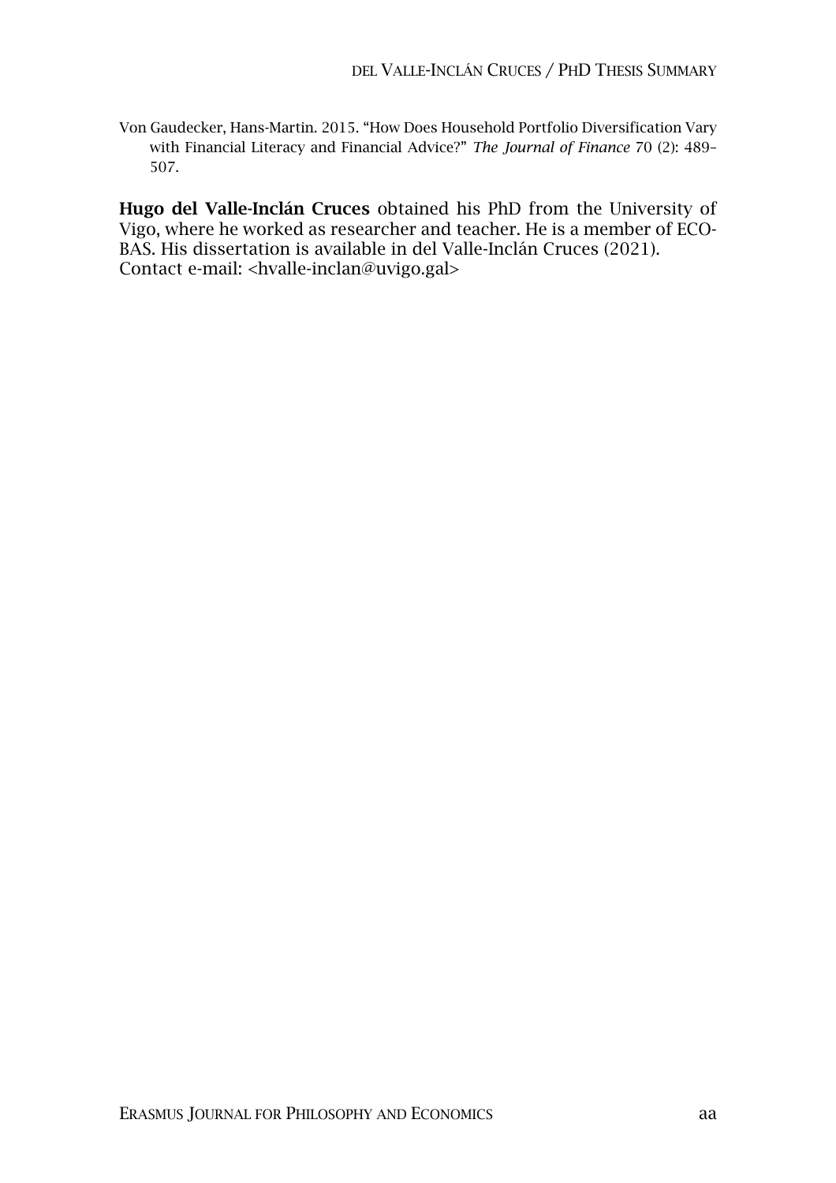Von Gaudecker, Hans-Martin. 2015. "How Does Household Portfolio Diversification Vary with Financial Literacy and Financial Advice?" *The Journal of Finance* 70 (2): 489–507.

**Hugo del Valle-Inclán Cruces** obtained his PhD from the University of Vigo, where he worked as researcher and teacher. He is a member of ECO-BAS. His dissertation is available in del Valle-Inclán Cruces (2021).
Contact e-mail: <hvalle-inclan@uvigo.gal>